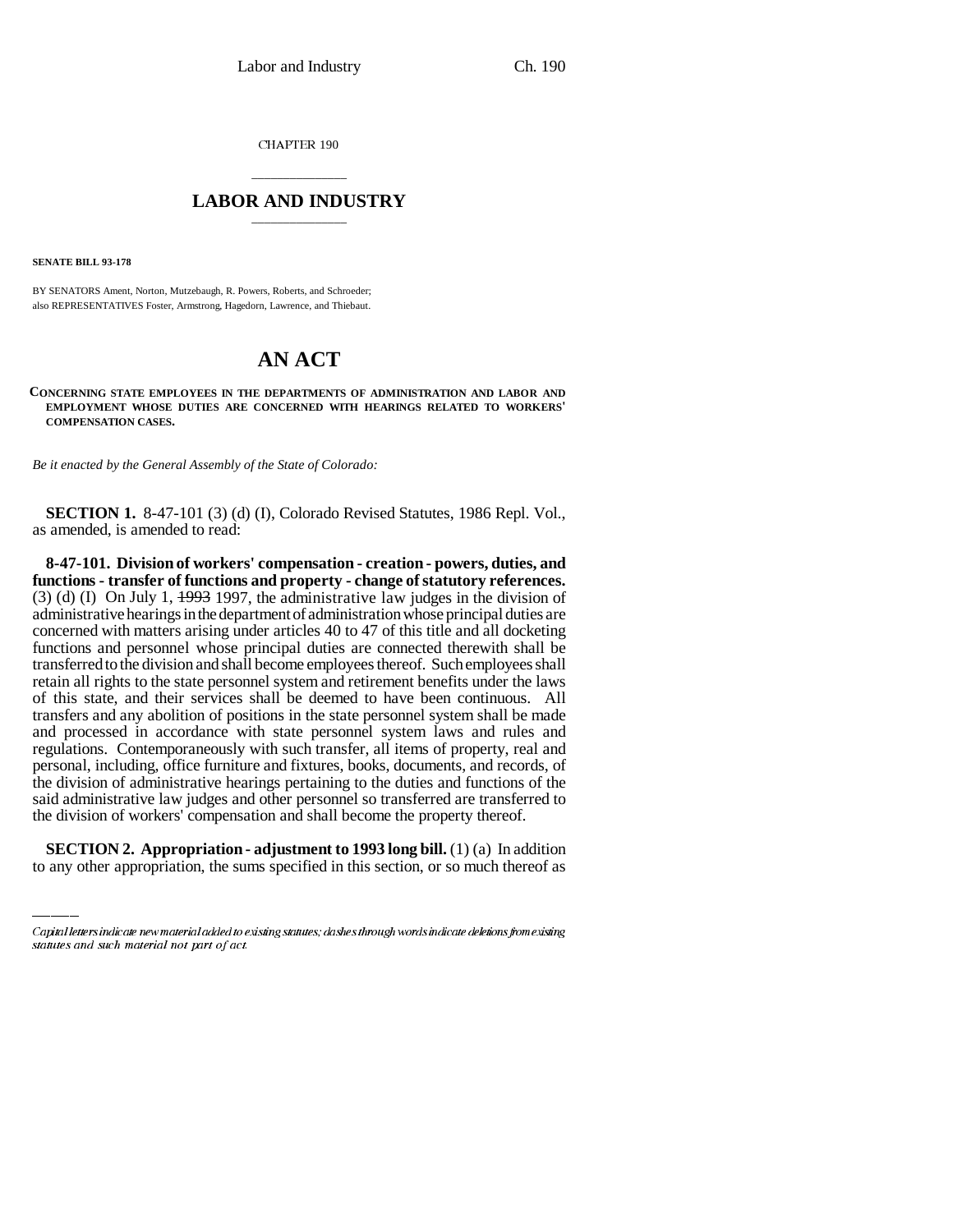CHAPTER 190

# LABOR AND INDUSTRY

**SENATE BILL 93-178**

BY SENATORS Ament, Norton, Mutzebaugh, R. Powers, Roberts, and Schroeder;
also REPRESENTATIVES Foster, Armstrong, Hagedorn, Lawrence, and Thiebaut.

# AN ACT

**CONCERNING STATE EMPLOYEES IN THE DEPARTMENTS OF ADMINISTRATION AND LABOR AND EMPLOYMENT WHOSE DUTIES ARE CONCERNED WITH HEARINGS RELATED TO WORKERS' COMPENSATION CASES.**

*Be it enacted by the General Assembly of the State of Colorado:*

**SECTION 1.** 8-47-101 (3) (d) (I), Colorado Revised Statutes, 1986 Repl. Vol., as amended, is amended to read:

**8-47-101. Division of workers' compensation - creation - powers, duties, and functions - transfer of functions and property - change of statutory references.** (3) (d) (I) On July 1, ~~1993~~ 1997, the administrative law judges in the division of administrative hearings in the department of administration whose principal duties are concerned with matters arising under articles 40 to 47 of this title and all docketing functions and personnel whose principal duties are connected therewith shall be transferred to the division and shall become employees thereof. Such employees shall retain all rights to the state personnel system and retirement benefits under the laws of this state, and their services shall be deemed to have been continuous. All transfers and any abolition of positions in the state personnel system shall be made and processed in accordance with state personnel system laws and rules and regulations. Contemporaneously with such transfer, all items of property, real and personal, including, office furniture and fixtures, books, documents, and records, of the division of administrative hearings pertaining to the duties and functions of the said administrative law judges and other personnel so transferred are transferred to the division of workers' compensation and shall become the property thereof.

**SECTION 2. Appropriation - adjustment to 1993 long bill.** (1) (a) In addition to any other appropriation, the sums specified in this section, or so much thereof as

---

*Capital letters indicate new material added to existing statutes; dashes through words indicate deletions from existing statutes and such material not part of act.*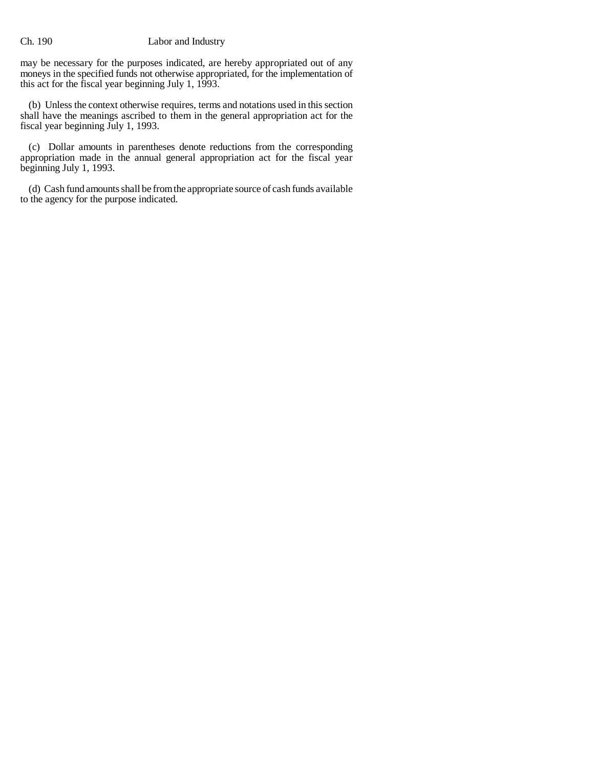may be necessary for the purposes indicated, are hereby appropriated out of any moneys in the specified funds not otherwise appropriated, for the implementation of this act for the fiscal year beginning July 1, 1993.

(b) Unless the context otherwise requires, terms and notations used in this section shall have the meanings ascribed to them in the general appropriation act for the fiscal year beginning July 1, 1993.

(c) Dollar amounts in parentheses denote reductions from the corresponding appropriation made in the annual general appropriation act for the fiscal year beginning July 1, 1993.

(d) Cash fund amounts shall be from the appropriate source of cash funds available to the agency for the purpose indicated.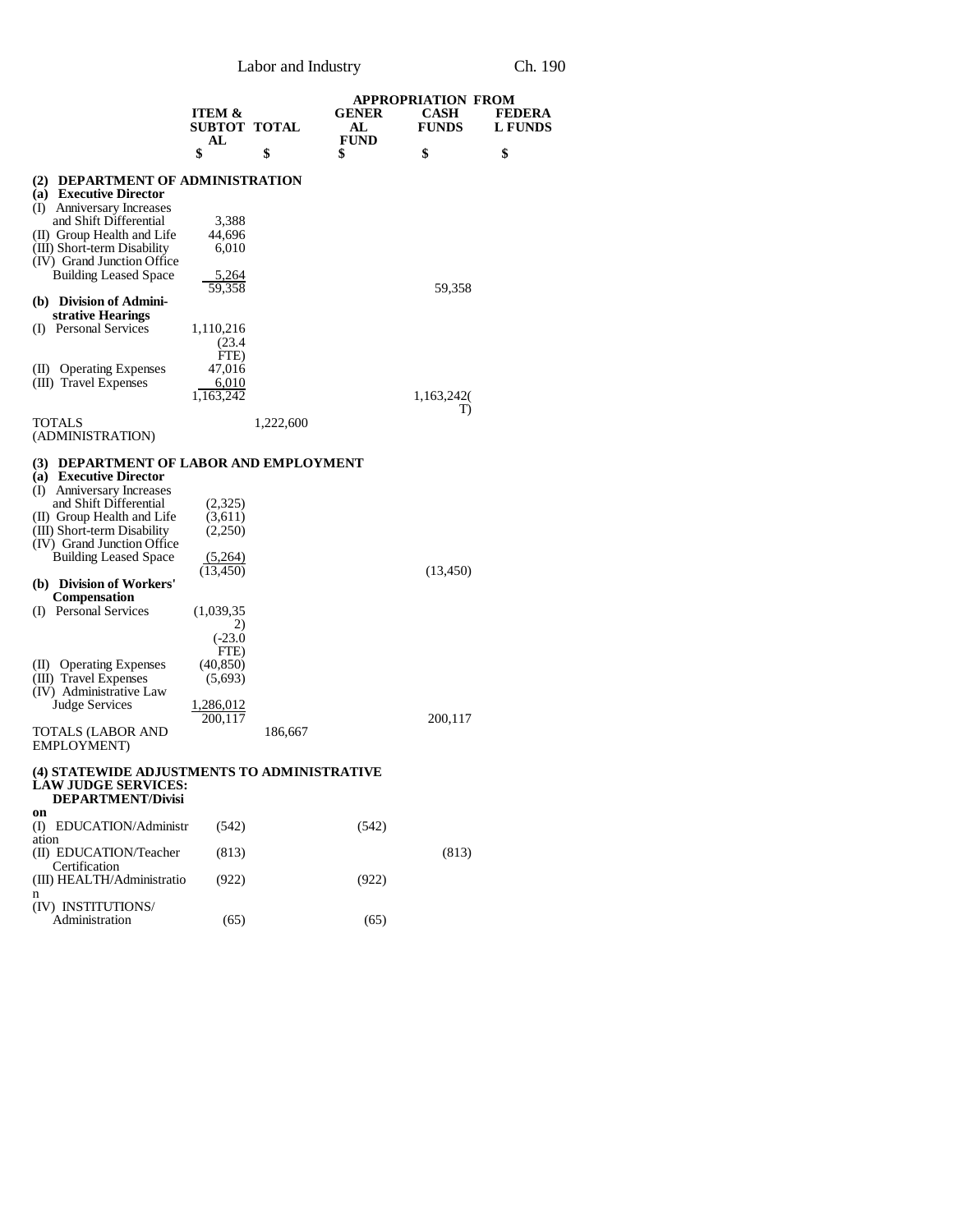| | ITEM & SUBTOTAL | TOTAL | APPROPRIATION FROM GENERAL FUND | CASH FUNDS | FEDERAL FUNDS |
|---|---|---|---|---|---|
| | $ | $ | $ | $ | $ |
| **(2) DEPARTMENT OF ADMINISTRATION** | | | | | |
| **(a) Executive Director** | | | | | |
| (I) Anniversary Increases and Shift Differential | 3,388 | | | | |
| (II) Group Health and Life | 44,696 | | | | |
| (III) Short-term Disability | 6,010 | | | | |
| (IV) Grand Junction Office Building Leased Space | 5,264 | | | | |
| | 59,358 | | | 59,358 | |
| **(b) Division of Administrative Hearings** | | | | | |
| (I) Personal Services | 1,110,216 (23.4 FTE) | | | | |
| (II) Operating Expenses | 47,016 | | | | |
| (III) Travel Expenses | 6,010 | | | | |
| | 1,163,242 | | | 1,163,242(T) | |
| TOTALS (ADMINISTRATION) | | 1,222,600 | | | |
| **(3) DEPARTMENT OF LABOR AND EMPLOYMENT** | | | | | |
| **(a) Executive Director** | | | | | |
| (I) Anniversary Increases and Shift Differential | (2,325) | | | | |
| (II) Group Health and Life | (3,611) | | | | |
| (III) Short-term Disability | (2,250) | | | | |
| (IV) Grand Junction Office Building Leased Space | (5,264) | | | | |
| | (13,450) | | | (13,450) | |
| **(b) Division of Workers' Compensation** | | | | | |
| (I) Personal Services | (1,039,352) (-23.0 FTE) | | | | |
| (II) Operating Expenses | (40,850) | | | | |
| (III) Travel Expenses | (5,693) | | | | |
| (IV) Administrative Law Judge Services | 1,286,012 | | | | |
| | 200,117 | | | 200,117 | |
| TOTALS (LABOR AND EMPLOYMENT) | | 186,667 | | | |
| **(4) STATEWIDE ADJUSTMENTS TO ADMINISTRATIVE LAW JUDGE SERVICES: DEPARTMENT/Division** | | | | | |
| (I) EDUCATION/Administration | (542) | | (542) | | |
| (II) EDUCATION/Teacher Certification | (813) | | | (813) | |
| (III) HEALTH/Administration | (922) | | (922) | | |
| (IV) INSTITUTIONS/ Administration | (65) | | (65) | | |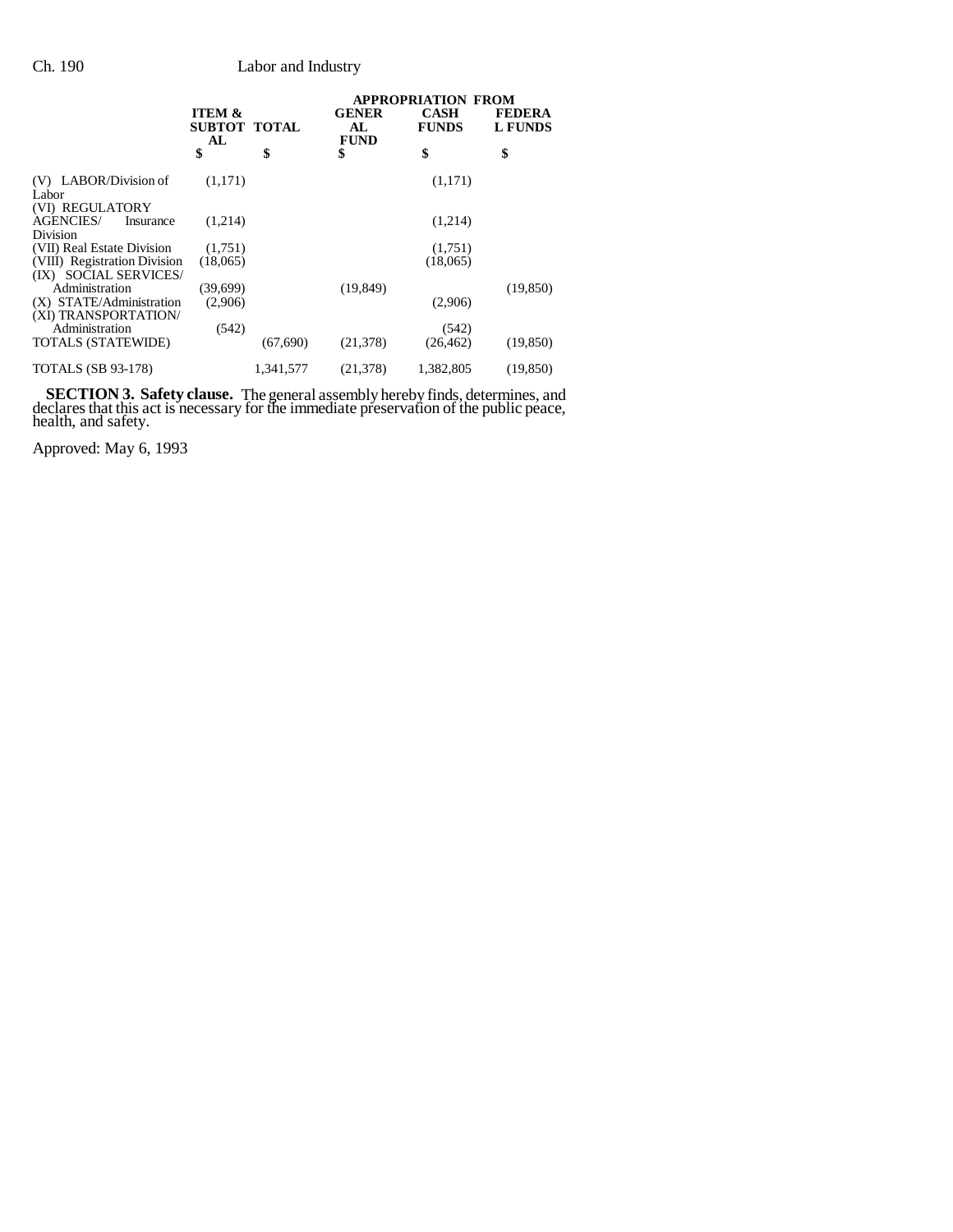| | ITEM & SUBTOTAL | TOTAL | APPROPRIATION FROM GENERAL FUND | CASH FUNDS | FEDERAL FUNDS |
|---|---|---|---|---|---|
| | $ | $ | $ | $ | $ |
| (V) LABOR/Division of Labor | (1,171) | | | (1,171) | |
| (VI) REGULATORY AGENCIES/ Insurance Division | (1,214) | | | (1,214) | |
| (VII) Real Estate Division | (1,751) | | | (1,751) | |
| (VIII) Registration Division | (18,065) | | | (18,065) | |
| (IX) SOCIAL SERVICES/ Administration | (39,699) | | (19,849) | | (19,850) |
| (X) STATE/Administration | (2,906) | | | (2,906) | |
| (XI) TRANSPORTATION/ Administration | (542) | | | (542) | |
| TOTALS (STATEWIDE) | | (67,690) | (21,378) | (26,462) | (19,850) |
| TOTALS (SB 93-178) | | 1,341,577 | (21,378) | 1,382,805 | (19,850) |

**SECTION 3. Safety clause.** The general assembly hereby finds, determines, and declares that this act is necessary for the immediate preservation of the public peace, health, and safety.

Approved: May 6, 1993